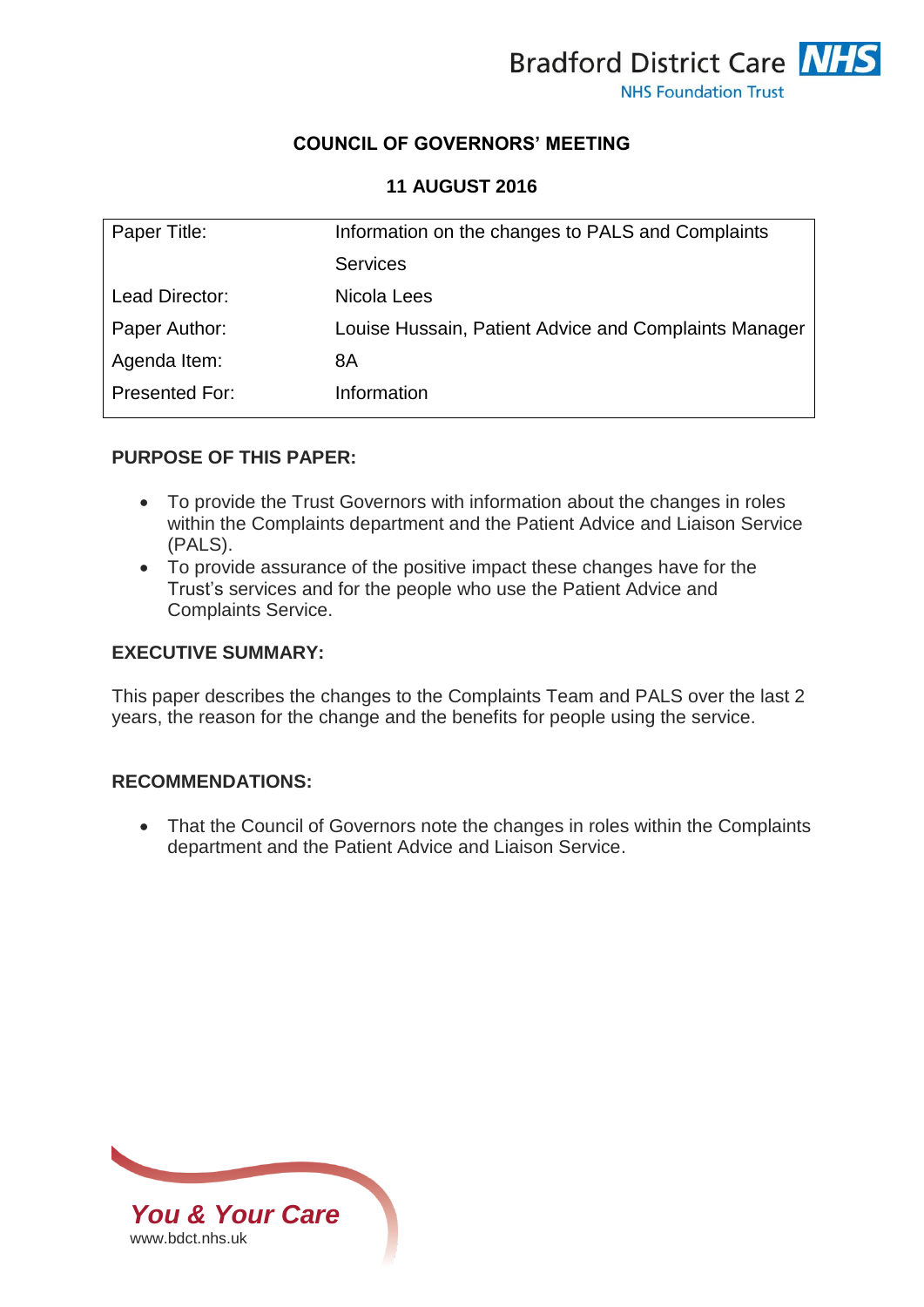Bradford District Care NHS Foundation Trust

**COUNCIL OF GOVERNORS' MEETING**

**11 AUGUST 2016**

| | |
|---|---|
| Paper Title: | Information on the changes to PALS and Complaints Services |
| Lead Director: | Nicola Lees |
| Paper Author: | Louise Hussain, Patient Advice and Complaints Manager |
| Agenda Item: | 8A |
| Presented For: | Information |

**PURPOSE OF THIS PAPER:**

- To provide the Trust Governors with information about the changes in roles within the Complaints department and the Patient Advice and Liaison Service (PALS).
- To provide assurance of the positive impact these changes have for the Trust's services and for the people who use the Patient Advice and Complaints Service.

**EXECUTIVE SUMMARY:**

This paper describes the changes to the Complaints Team and PALS over the last 2 years, the reason for the change and the benefits for people using the service.

**RECOMMENDATIONS:**

- That the Council of Governors note the changes in roles within the Complaints department and the Patient Advice and Liaison Service.

*You & Your Care*
www.bdct.nhs.uk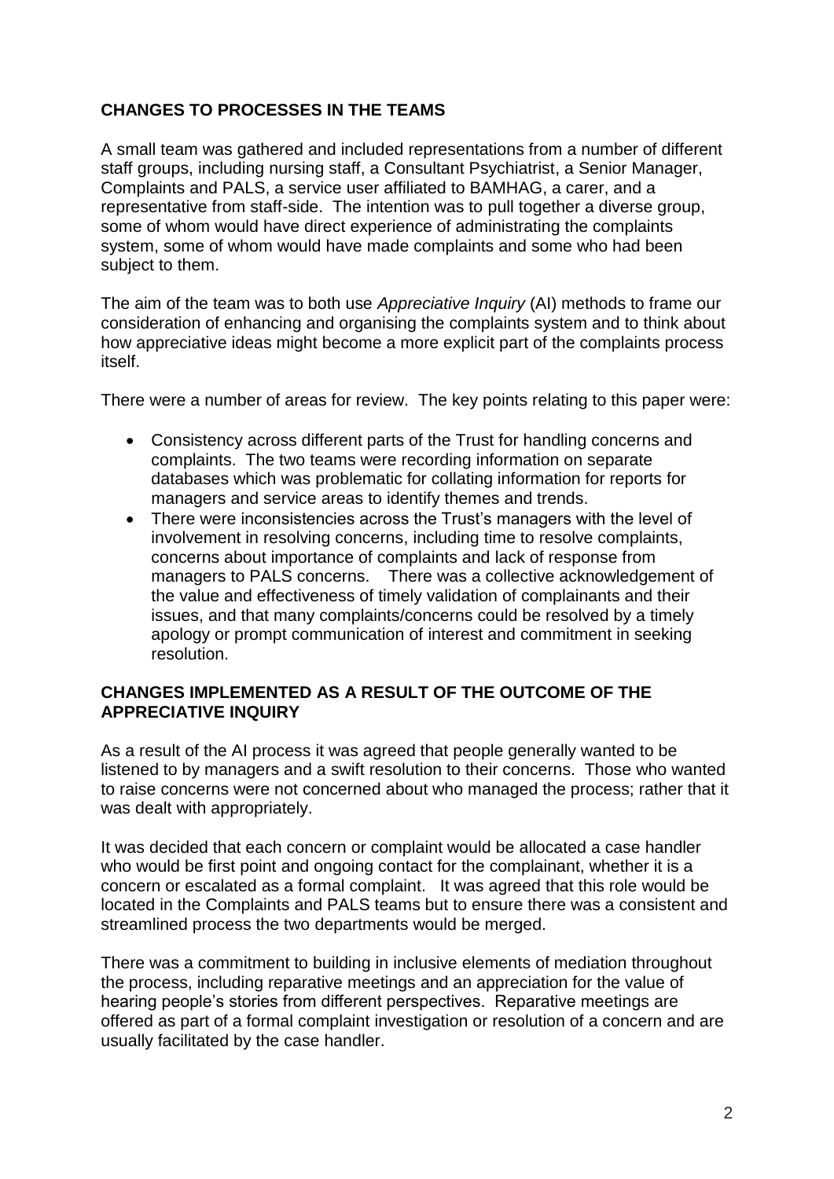## CHANGES TO PROCESSES IN THE TEAMS

A small team was gathered and included representations from a number of different staff groups, including nursing staff, a Consultant Psychiatrist, a Senior Manager, Complaints and PALS, a service user affiliated to BAMHAG, a carer, and a representative from staff-side. The intention was to pull together a diverse group, some of whom would have direct experience of administrating the complaints system, some of whom would have made complaints and some who had been subject to them.

The aim of the team was to both use *Appreciative Inquiry* (AI) methods to frame our consideration of enhancing and organising the complaints system and to think about how appreciative ideas might become a more explicit part of the complaints process itself.

There were a number of areas for review. The key points relating to this paper were:

- Consistency across different parts of the Trust for handling concerns and complaints. The two teams were recording information on separate databases which was problematic for collating information for reports for managers and service areas to identify themes and trends.
- There were inconsistencies across the Trust's managers with the level of involvement in resolving concerns, including time to resolve complaints, concerns about importance of complaints and lack of response from managers to PALS concerns. There was a collective acknowledgement of the value and effectiveness of timely validation of complainants and their issues, and that many complaints/concerns could be resolved by a timely apology or prompt communication of interest and commitment in seeking resolution.

## CHANGES IMPLEMENTED AS A RESULT OF THE OUTCOME OF THE APPRECIATIVE INQUIRY

As a result of the AI process it was agreed that people generally wanted to be listened to by managers and a swift resolution to their concerns. Those who wanted to raise concerns were not concerned about who managed the process; rather that it was dealt with appropriately.

It was decided that each concern or complaint would be allocated a case handler who would be first point and ongoing contact for the complainant, whether it is a concern or escalated as a formal complaint. It was agreed that this role would be located in the Complaints and PALS teams but to ensure there was a consistent and streamlined process the two departments would be merged.

There was a commitment to building in inclusive elements of mediation throughout the process, including reparative meetings and an appreciation for the value of hearing people's stories from different perspectives. Reparative meetings are offered as part of a formal complaint investigation or resolution of a concern and are usually facilitated by the case handler.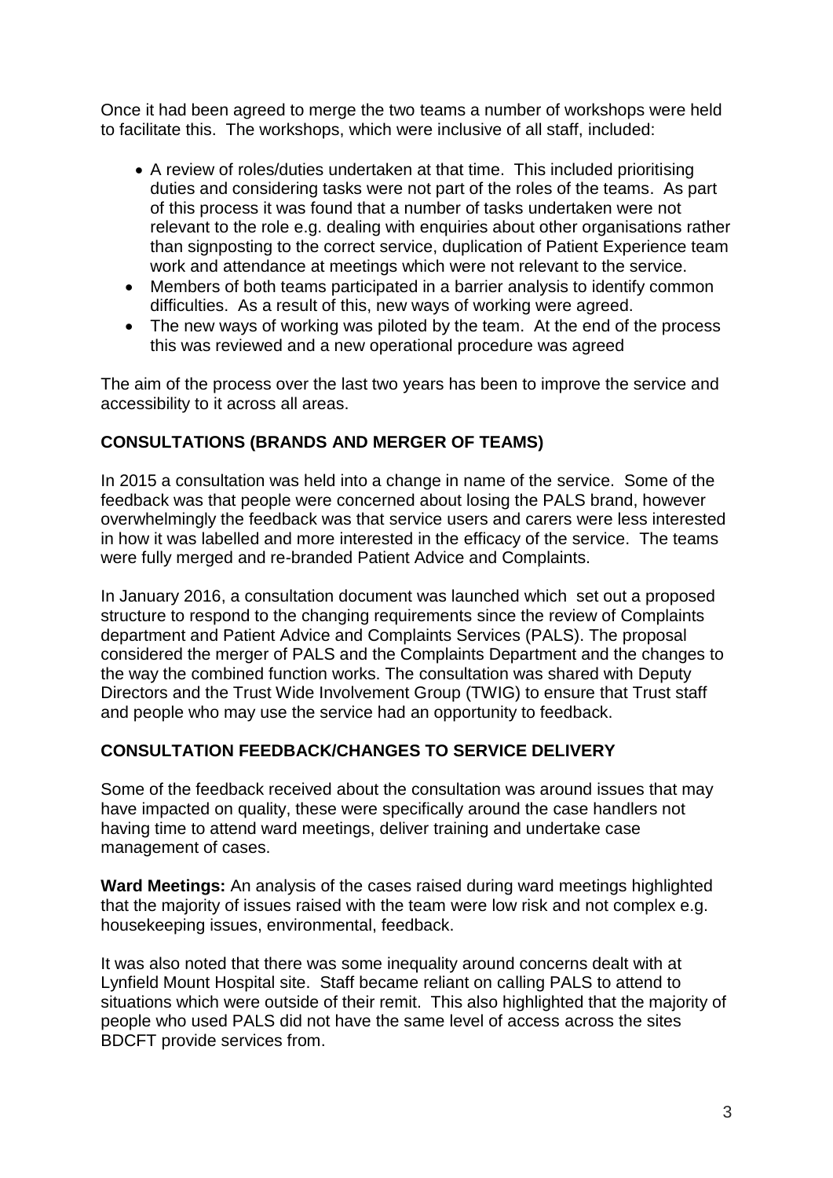Once it had been agreed to merge the two teams a number of workshops were held to facilitate this. The workshops, which were inclusive of all staff, included:

- A review of roles/duties undertaken at that time. This included prioritising duties and considering tasks were not part of the roles of the teams. As part of this process it was found that a number of tasks undertaken were not relevant to the role e.g. dealing with enquiries about other organisations rather than signposting to the correct service, duplication of Patient Experience team work and attendance at meetings which were not relevant to the service.
- Members of both teams participated in a barrier analysis to identify common difficulties. As a result of this, new ways of working were agreed.
- The new ways of working was piloted by the team. At the end of the process this was reviewed and a new operational procedure was agreed

The aim of the process over the last two years has been to improve the service and accessibility to it across all areas.

## CONSULTATIONS (BRANDS AND MERGER OF TEAMS)

In 2015 a consultation was held into a change in name of the service. Some of the feedback was that people were concerned about losing the PALS brand, however overwhelmingly the feedback was that service users and carers were less interested in how it was labelled and more interested in the efficacy of the service. The teams were fully merged and re-branded Patient Advice and Complaints.

In January 2016, a consultation document was launched which set out a proposed structure to respond to the changing requirements since the review of Complaints department and Patient Advice and Complaints Services (PALS). The proposal considered the merger of PALS and the Complaints Department and the changes to the way the combined function works. The consultation was shared with Deputy Directors and the Trust Wide Involvement Group (TWIG) to ensure that Trust staff and people who may use the service had an opportunity to feedback.

## CONSULTATION FEEDBACK/CHANGES TO SERVICE DELIVERY

Some of the feedback received about the consultation was around issues that may have impacted on quality, these were specifically around the case handlers not having time to attend ward meetings, deliver training and undertake case management of cases.

**Ward Meetings:** An analysis of the cases raised during ward meetings highlighted that the majority of issues raised with the team were low risk and not complex e.g. housekeeping issues, environmental, feedback.

It was also noted that there was some inequality around concerns dealt with at Lynfield Mount Hospital site. Staff became reliant on calling PALS to attend to situations which were outside of their remit. This also highlighted that the majority of people who used PALS did not have the same level of access across the sites BDCFT provide services from.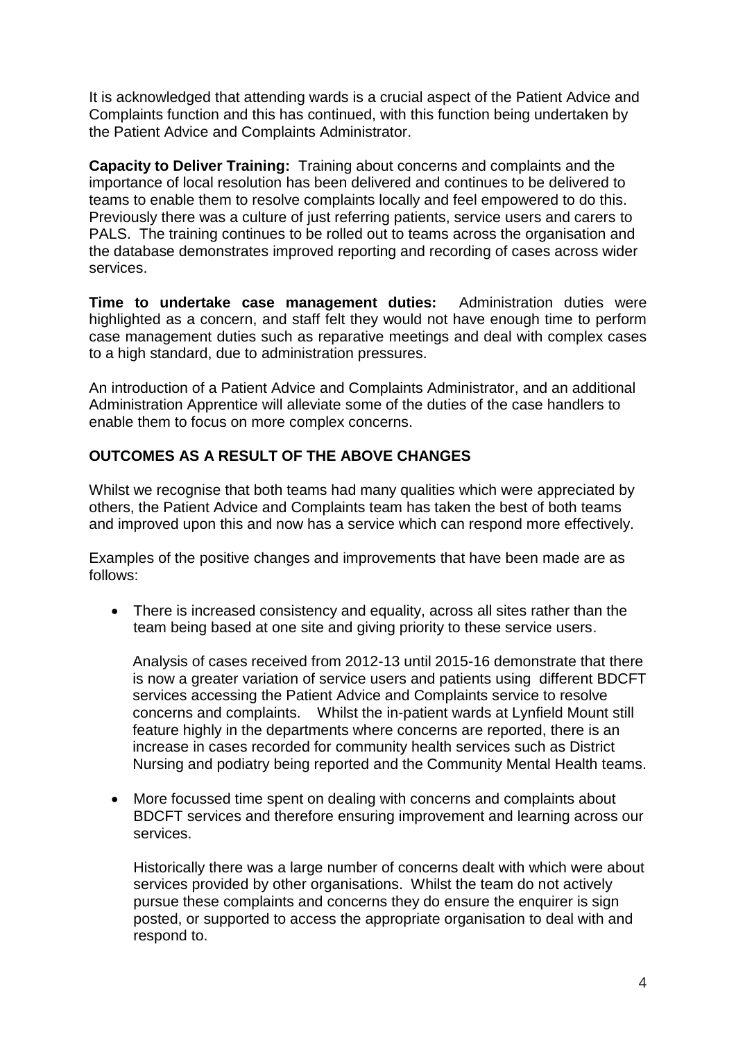It is acknowledged that attending wards is a crucial aspect of the Patient Advice and Complaints function and this has continued, with this function being undertaken by the Patient Advice and Complaints Administrator.

**Capacity to Deliver Training:** Training about concerns and complaints and the importance of local resolution has been delivered and continues to be delivered to teams to enable them to resolve complaints locally and feel empowered to do this. Previously there was a culture of just referring patients, service users and carers to PALS. The training continues to be rolled out to teams across the organisation and the database demonstrates improved reporting and recording of cases across wider services.

**Time to undertake case management duties:** Administration duties were highlighted as a concern, and staff felt they would not have enough time to perform case management duties such as reparative meetings and deal with complex cases to a high standard, due to administration pressures.

An introduction of a Patient Advice and Complaints Administrator, and an additional Administration Apprentice will alleviate some of the duties of the case handlers to enable them to focus on more complex concerns.

**OUTCOMES AS A RESULT OF THE ABOVE CHANGES**

Whilst we recognise that both teams had many qualities which were appreciated by others, the Patient Advice and Complaints team has taken the best of both teams and improved upon this and now has a service which can respond more effectively.

Examples of the positive changes and improvements that have been made are as follows:

- There is increased consistency and equality, across all sites rather than the team being based at one site and giving priority to these service users.

  Analysis of cases received from 2012-13 until 2015-16 demonstrate that there is now a greater variation of service users and patients using different BDCFT services accessing the Patient Advice and Complaints service to resolve concerns and complaints. Whilst the in-patient wards at Lynfield Mount still feature highly in the departments where concerns are reported, there is an increase in cases recorded for community health services such as District Nursing and podiatry being reported and the Community Mental Health teams.

- More focussed time spent on dealing with concerns and complaints about BDCFT services and therefore ensuring improvement and learning across our services.

  Historically there was a large number of concerns dealt with which were about services provided by other organisations. Whilst the team do not actively pursue these complaints and concerns they do ensure the enquirer is sign posted, or supported to access the appropriate organisation to deal with and respond to.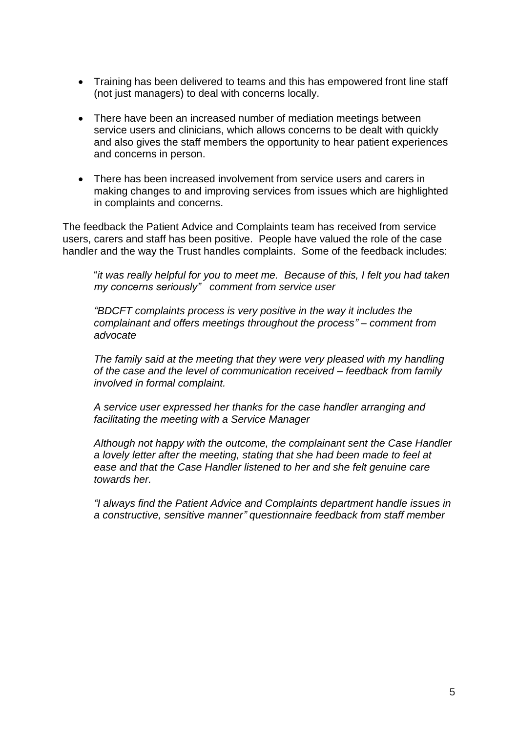- Training has been delivered to teams and this has empowered front line staff (not just managers) to deal with concerns locally.
- There have been an increased number of mediation meetings between service users and clinicians, which allows concerns to be dealt with quickly and also gives the staff members the opportunity to hear patient experiences and concerns in person.
- There has been increased involvement from service users and carers in making changes to and improving services from issues which are highlighted in complaints and concerns.

The feedback the Patient Advice and Complaints team has received from service users, carers and staff has been positive. People have valued the role of the case handler and the way the Trust handles complaints. Some of the feedback includes:

> "*it was really helpful for you to meet me. Because of this, I felt you had taken my concerns seriously" comment from service user*
>
> *"BDCFT complaints process is very positive in the way it includes the complainant and offers meetings throughout the process" – comment from advocate*
>
> *The family said at the meeting that they were very pleased with my handling of the case and the level of communication received – feedback from family involved in formal complaint.*
>
> *A service user expressed her thanks for the case handler arranging and facilitating the meeting with a Service Manager*
>
> *Although not happy with the outcome, the complainant sent the Case Handler a lovely letter after the meeting, stating that she had been made to feel at ease and that the Case Handler listened to her and she felt genuine care towards her.*
>
> *"I always find the Patient Advice and Complaints department handle issues in a constructive, sensitive manner" questionnaire feedback from staff member*